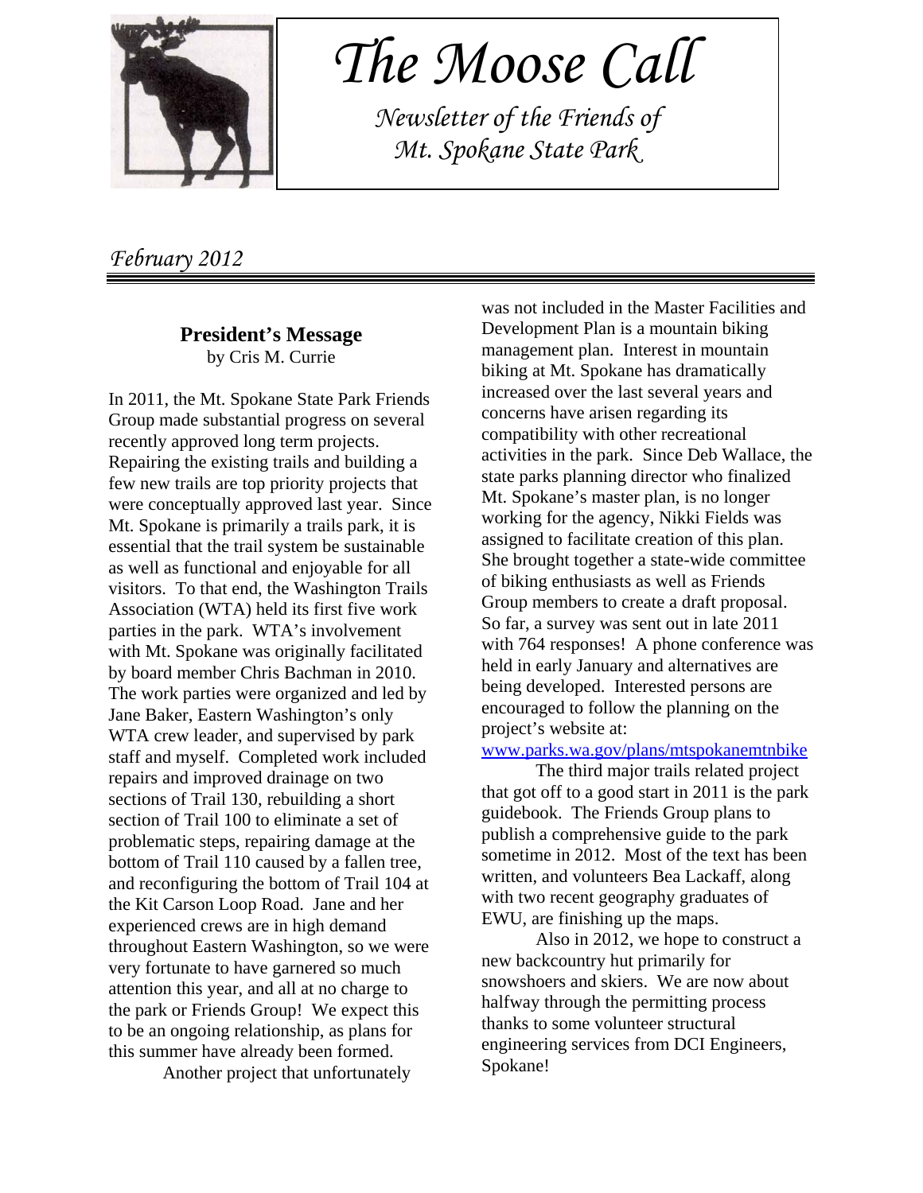# The Moose Call

*Newsletter of the Friends of Mt. Spokane State Park*

*February 2012*

---

## President's Message

by Cris M. Currie

In 2011, the Mt. Spokane State Park Friends Group made substantial progress on several recently approved long term projects. Repairing the existing trails and building a few new trails are top priority projects that were conceptually approved last year. Since Mt. Spokane is primarily a trails park, it is essential that the trail system be sustainable as well as functional and enjoyable for all visitors. To that end, the Washington Trails Association (WTA) held its first five work parties in the park. WTA's involvement with Mt. Spokane was originally facilitated by board member Chris Bachman in 2010. The work parties were organized and led by Jane Baker, Eastern Washington's only WTA crew leader, and supervised by park staff and myself. Completed work included repairs and improved drainage on two sections of Trail 130, rebuilding a short section of Trail 100 to eliminate a set of problematic steps, repairing damage at the bottom of Trail 110 caused by a fallen tree, and reconfiguring the bottom of Trail 104 at the Kit Carson Loop Road. Jane and her experienced crews are in high demand throughout Eastern Washington, so we were very fortunate to have garnered so much attention this year, and all at no charge to the park or Friends Group! We expect this to be an ongoing relationship, as plans for this summer have already been formed.

Another project that unfortunately was not included in the Master Facilities and Development Plan is a mountain biking management plan. Interest in mountain biking at Mt. Spokane has dramatically increased over the last several years and concerns have arisen regarding its compatibility with other recreational activities in the park. Since Deb Wallace, the state parks planning director who finalized Mt. Spokane's master plan, is no longer working for the agency, Nikki Fields was assigned to facilitate creation of this plan. She brought together a state-wide committee of biking enthusiasts as well as Friends Group members to create a draft proposal. So far, a survey was sent out in late 2011 with 764 responses! A phone conference was held in early January and alternatives are being developed. Interested persons are encouraged to follow the planning on the project's website at: [www.parks.wa.gov/plans/mtspokanemtnbike](www.parks.wa.gov/plans/mtspokanemtnbike)

The third major trails related project that got off to a good start in 2011 is the park guidebook. The Friends Group plans to publish a comprehensive guide to the park sometime in 2012. Most of the text has been written, and volunteers Bea Lackaff, along with two recent geography graduates of EWU, are finishing up the maps.

Also in 2012, we hope to construct a new backcountry hut primarily for snowshoers and skiers. We are now about halfway through the permitting process thanks to some volunteer structural engineering services from DCI Engineers, Spokane!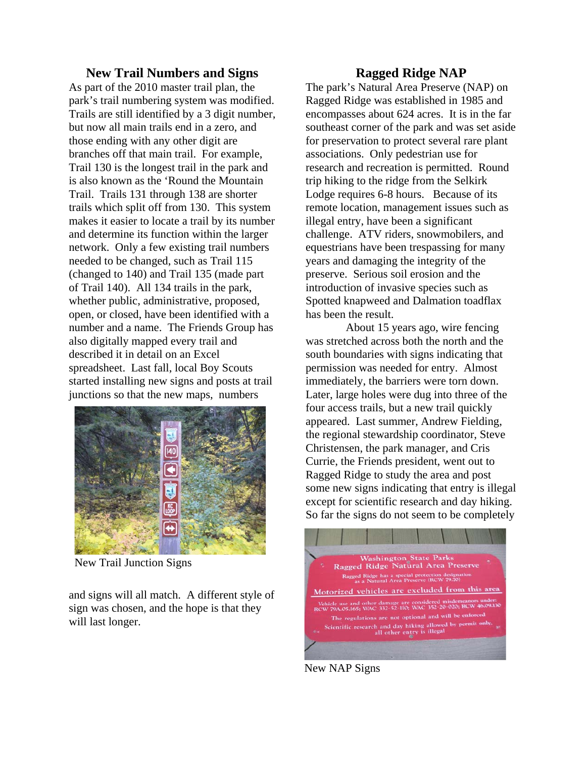## New Trail Numbers and Signs

As part of the 2010 master trail plan, the park's trail numbering system was modified. Trails are still identified by a 3 digit number, but now all main trails end in a zero, and those ending with any other digit are branches off that main trail. For example, Trail 130 is the longest trail in the park and is also known as the 'Round the Mountain Trail. Trails 131 through 138 are shorter trails which split off from 130. This system makes it easier to locate a trail by its number and determine its function within the larger network. Only a few existing trail numbers needed to be changed, such as Trail 115 (changed to 140) and Trail 135 (made part of Trail 140). All 134 trails in the park, whether public, administrative, proposed, open, or closed, have been identified with a number and a name. The Friends Group has also digitally mapped every trail and described it in detail on an Excel spreadsheet. Last fall, local Boy Scouts started installing new signs and posts at trail junctions so that the new maps, numbers and signs will all match. A different style of sign was chosen, and the hope is that they will last longer.

New Trail Junction Signs

## Ragged Ridge NAP

The park's Natural Area Preserve (NAP) on Ragged Ridge was established in 1985 and encompasses about 624 acres. It is in the far southeast corner of the park and was set aside for preservation to protect several rare plant associations. Only pedestrian use for research and recreation is permitted. Round trip hiking to the ridge from the Selkirk Lodge requires 6-8 hours. Because of its remote location, management issues such as illegal entry, have been a significant challenge. ATV riders, snowmobilers, and equestrians have been trespassing for many years and damaging the integrity of the preserve. Serious soil erosion and the introduction of invasive species such as Spotted knapweed and Dalmation toadflax has been the result.

About 15 years ago, wire fencing was stretched across both the north and the south boundaries with signs indicating that permission was needed for entry. Almost immediately, the barriers were torn down. Later, large holes were dug into three of the four access trails, but a new trail quickly appeared. Last summer, Andrew Fielding, the regional stewardship coordinator, Steve Christensen, the park manager, and Cris Currie, the Friends president, went out to Ragged Ridge to study the area and post some new signs indicating that entry is illegal except for scientific research and day hiking. So far the signs do not seem to be completely

New NAP Signs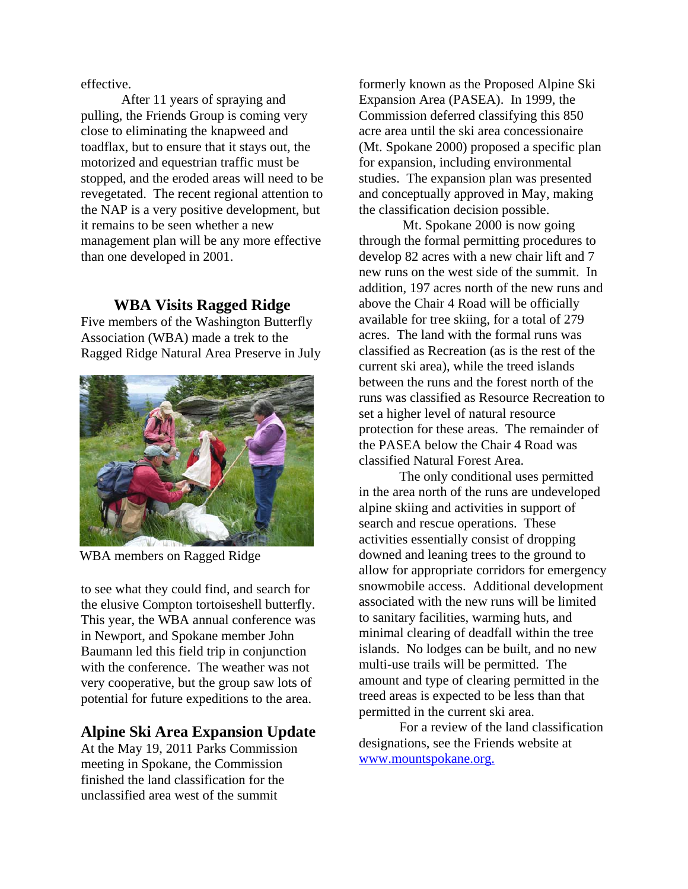effective.

After 11 years of spraying and pulling, the Friends Group is coming very close to eliminating the knapweed and toadflax, but to ensure that it stays out, the motorized and equestrian traffic must be stopped, and the eroded areas will need to be revegetated. The recent regional attention to the NAP is a very positive development, but it remains to be seen whether a new management plan will be any more effective than one developed in 2001.

## WBA Visits Ragged Ridge

Five members of the Washington Butterfly Association (WBA) made a trek to the Ragged Ridge Natural Area Preserve in July to see what they could find, and search for the elusive Compton tortoiseshell butterfly. This year, the WBA annual conference was in Newport, and Spokane member John Baumann led this field trip in conjunction with the conference. The weather was not very cooperative, but the group saw lots of potential for future expeditions to the area.

WBA members on Ragged Ridge

## Alpine Ski Area Expansion Update

At the May 19, 2011 Parks Commission meeting in Spokane, the Commission finished the land classification for the unclassified area west of the summit formerly known as the Proposed Alpine Ski Expansion Area (PASEA). In 1999, the Commission deferred classifying this 850 acre area until the ski area concessionaire (Mt. Spokane 2000) proposed a specific plan for expansion, including environmental studies. The expansion plan was presented and conceptually approved in May, making the classification decision possible.

Mt. Spokane 2000 is now going through the formal permitting procedures to develop 82 acres with a new chair lift and 7 new runs on the west side of the summit. In addition, 197 acres north of the new runs and above the Chair 4 Road will be officially available for tree skiing, for a total of 279 acres. The land with the formal runs was classified as Recreation (as is the rest of the current ski area), while the treed islands between the runs and the forest north of the runs was classified as Resource Recreation to set a higher level of natural resource protection for these areas. The remainder of the PASEA below the Chair 4 Road was classified Natural Forest Area.

The only conditional uses permitted in the area north of the runs are undeveloped alpine skiing and activities in support of search and rescue operations. These activities essentially consist of dropping downed and leaning trees to the ground to allow for appropriate corridors for emergency snowmobile access. Additional development associated with the new runs will be limited to sanitary facilities, warming huts, and minimal clearing of deadfall within the tree islands. No lodges can be built, and no new multi-use trails will be permitted. The amount and type of clearing permitted in the treed areas is expected to be less than that permitted in the current ski area.

For a review of the land classification designations, see the Friends website at [www.mountspokane.org.](http://www.mountspokane.org)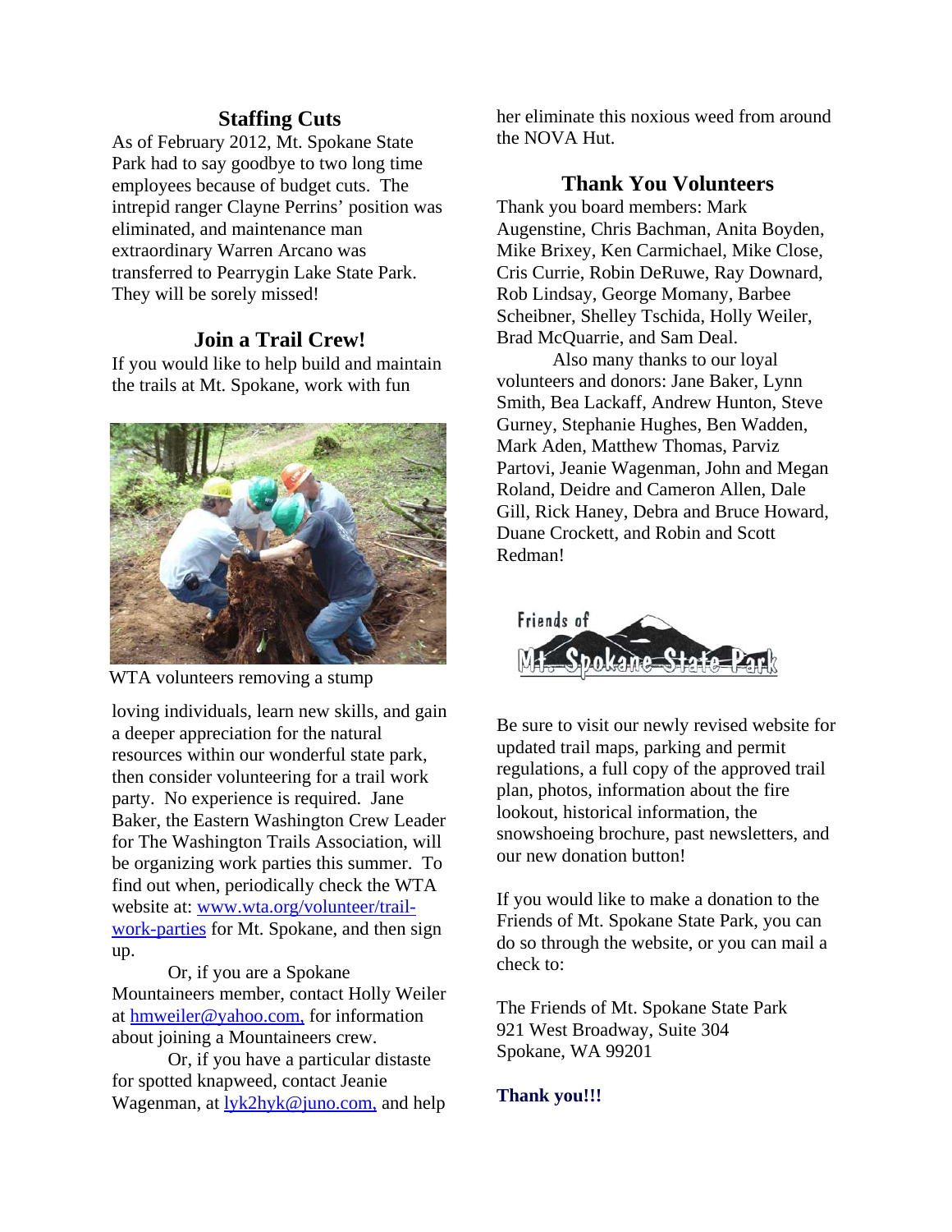## Staffing Cuts

As of February 2012, Mt. Spokane State Park had to say goodbye to two long time employees because of budget cuts. The intrepid ranger Clayne Perrins' position was eliminated, and maintenance man extraordinary Warren Arcano was transferred to Pearrygin Lake State Park. They will be sorely missed!

## Join a Trail Crew!

If you would like to help build and maintain the trails at Mt. Spokane, work with fun loving individuals, learn new skills, and gain a deeper appreciation for the natural resources within our wonderful state park, then consider volunteering for a trail work party. No experience is required. Jane Baker, the Eastern Washington Crew Leader for The Washington Trails Association, will be organizing work parties this summer. To find out when, periodically check the WTA website at: www.wta.org/volunteer/trail-work-parties for Mt. Spokane, and then sign up.

WTA volunteers removing a stump

Or, if you are a Spokane Mountaineers member, contact Holly Weiler at hmweiler@yahoo.com, for information about joining a Mountaineers crew.

Or, if you have a particular distaste for spotted knapweed, contact Jeanie Wagenman, at lyk2hyk@juno.com, and help her eliminate this noxious weed from around the NOVA Hut.

## Thank You Volunteers

Thank you board members: Mark Augenstine, Chris Bachman, Anita Boyden, Mike Brixey, Ken Carmichael, Mike Close, Cris Currie, Robin DeRuwe, Ray Downard, Rob Lindsay, George Momany, Barbee Scheibner, Shelley Tschida, Holly Weiler, Brad McQuarrie, and Sam Deal.

Also many thanks to our loyal volunteers and donors: Jane Baker, Lynn Smith, Bea Lackaff, Andrew Hunton, Steve Gurney, Stephanie Hughes, Ben Wadden, Mark Aden, Matthew Thomas, Parviz Partovi, Jeanie Wagenman, John and Megan Roland, Deidre and Cameron Allen, Dale Gill, Rick Haney, Debra and Bruce Howard, Duane Crockett, and Robin and Scott Redman!

Friends of Mt. Spokane State Park

Be sure to visit our newly revised website for updated trail maps, parking and permit regulations, a full copy of the approved trail plan, photos, information about the fire lookout, historical information, the snowshoeing brochure, past newsletters, and our new donation button!

If you would like to make a donation to the Friends of Mt. Spokane State Park, you can do so through the website, or you can mail a check to:

The Friends of Mt. Spokane State Park
921 West Broadway, Suite 304
Spokane, WA 99201

**Thank you!!!**